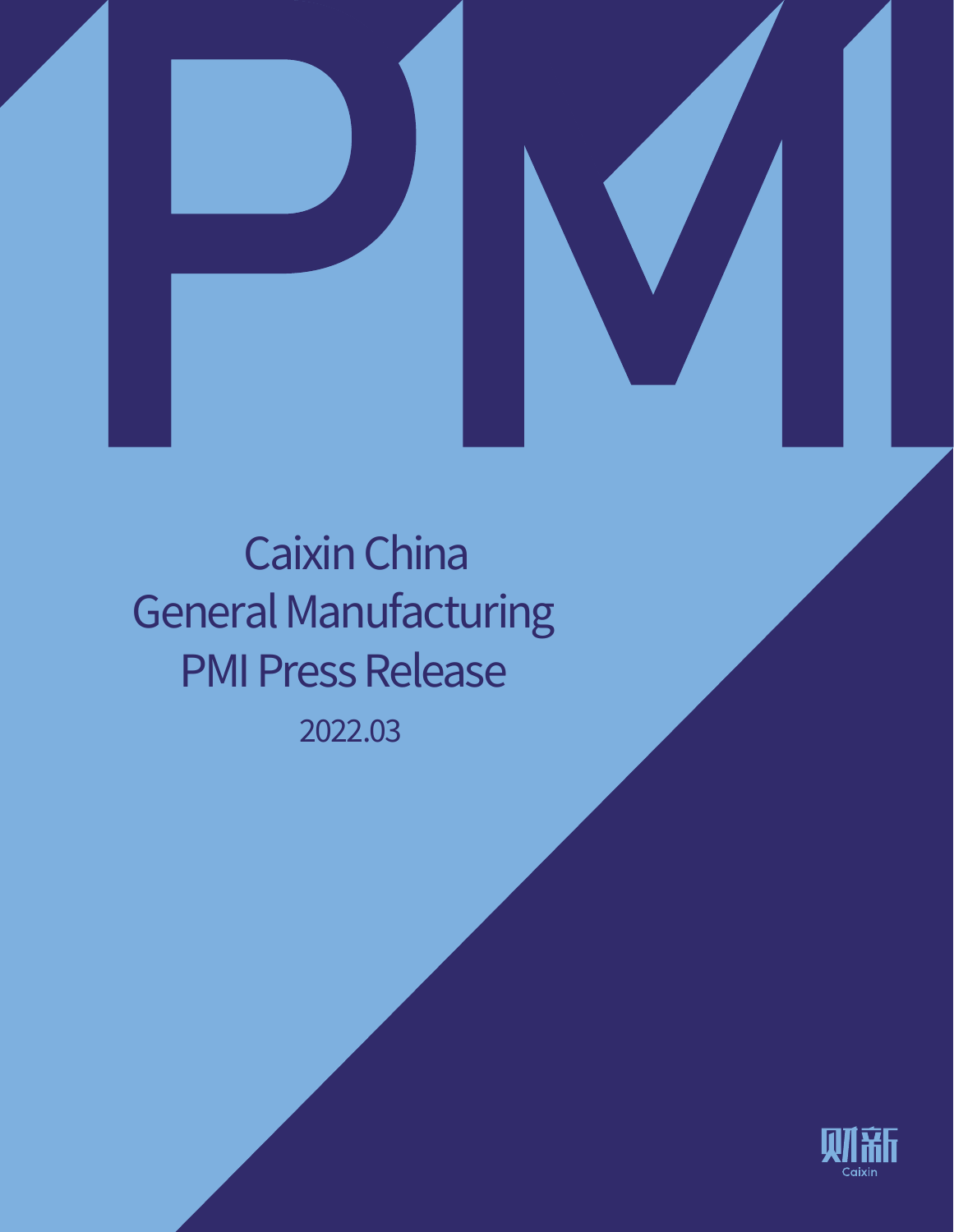# Caixin China General Manufacturing PMI Press Release

2022.03

财新

Caixin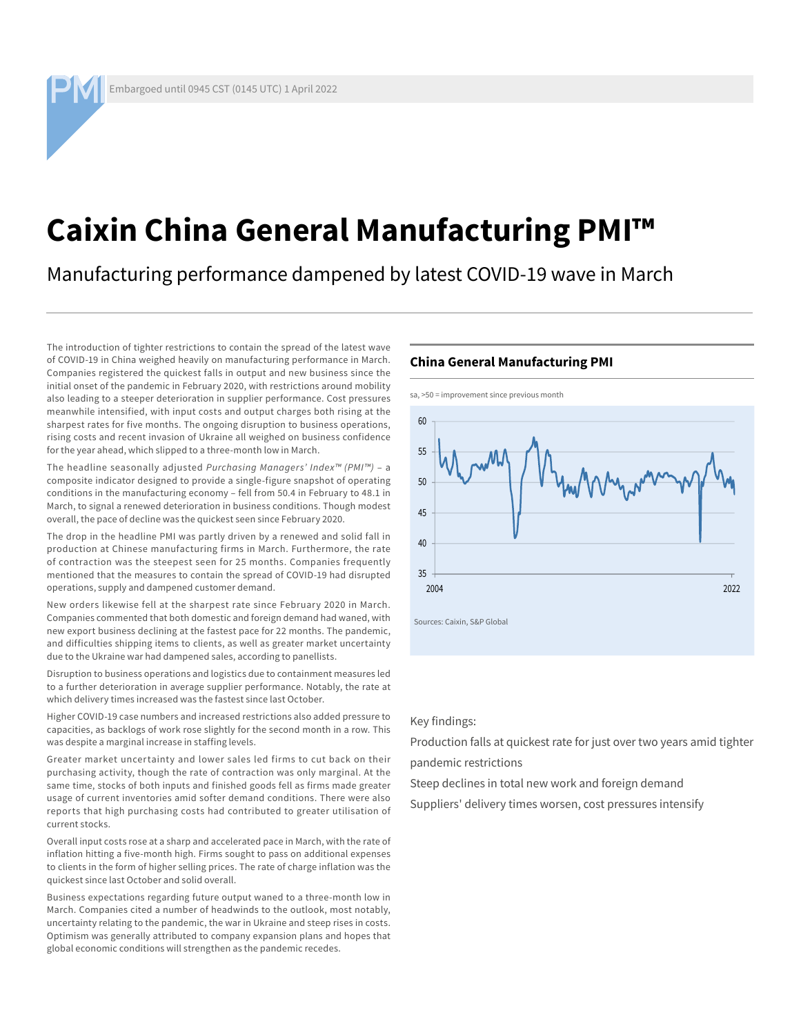Embargoed until 0945 CST (0145 UTC) 1 April 2022

# Caixin China General Manufacturing PMI™

## Manufacturing performance dampened by latest COVID-19 wave in March

The introduction of tighter restrictions to contain the spread of the latest wave of COVID-19 in China weighed heavily on manufacturing performance in March. Companies registered the quickest falls in output and new business since the initial onset of the pandemic in February 2020, with restrictions around mobility also leading to a steeper deterioration in supplier performance. Cost pressures meanwhile intensified, with input costs and output charges both rising at the sharpest rates for five months. The ongoing disruption to business operations, rising costs and recent invasion of Ukraine all weighed on business confidence for the year ahead, which slipped to a three-month low in March.

The headline seasonally adjusted *Purchasing Managers' Index™ (PMI™)* – a composite indicator designed to provide a single-figure snapshot of operating conditions in the manufacturing economy – fell from 50.4 in February to 48.1 in March, to signal a renewed deterioration in business conditions. Though modest overall, the pace of decline was the quickest seen since February 2020.

The drop in the headline PMI was partly driven by a renewed and solid fall in production at Chinese manufacturing firms in March. Furthermore, the rate of contraction was the steepest seen for 25 months. Companies frequently mentioned that the measures to contain the spread of COVID-19 had disrupted operations, supply and dampened customer demand.

New orders likewise fell at the sharpest rate since February 2020 in March. Companies commented that both domestic and foreign demand had waned, with new export business declining at the fastest pace for 22 months. The pandemic, and difficulties shipping items to clients, as well as greater market uncertainty due to the Ukraine war had dampened sales, according to panellists.

Disruption to business operations and logistics due to containment measures led to a further deterioration in average supplier performance. Notably, the rate at which delivery times increased was the fastest since last October.

Higher COVID-19 case numbers and increased restrictions also added pressure to capacities, as backlogs of work rose slightly for the second month in a row. This was despite a marginal increase in staffing levels.

Greater market uncertainty and lower sales led firms to cut back on their purchasing activity, though the rate of contraction was only marginal. At the same time, stocks of both inputs and finished goods fell as firms made greater usage of current inventories amid softer demand conditions. There were also reports that high purchasing costs had contributed to greater utilisation of current stocks.

Overall input costs rose at a sharp and accelerated pace in March, with the rate of inflation hitting a five-month high. Firms sought to pass on additional expenses to clients in the form of higher selling prices. The rate of charge inflation was the quickest since last October and solid overall.

Business expectations regarding future output waned to a three-month low in March. Companies cited a number of headwinds to the outlook, most notably, uncertainty relating to the pandemic, the war in Ukraine and steep rises in costs. Optimism was generally attributed to company expansion plans and hopes that global economic conditions will strengthen as the pandemic recedes.

**China General Manufacturing PMI**

sa, >50 = improvement since previous month

60
55
50
45
40
35
2004
2022

Sources: Caixin, S&P Global

Key findings:

Production falls at quickest rate for just over two years amid tighter pandemic restrictions

Steep declines in total new work and foreign demand

Suppliers' delivery times worsen, cost pressures intensify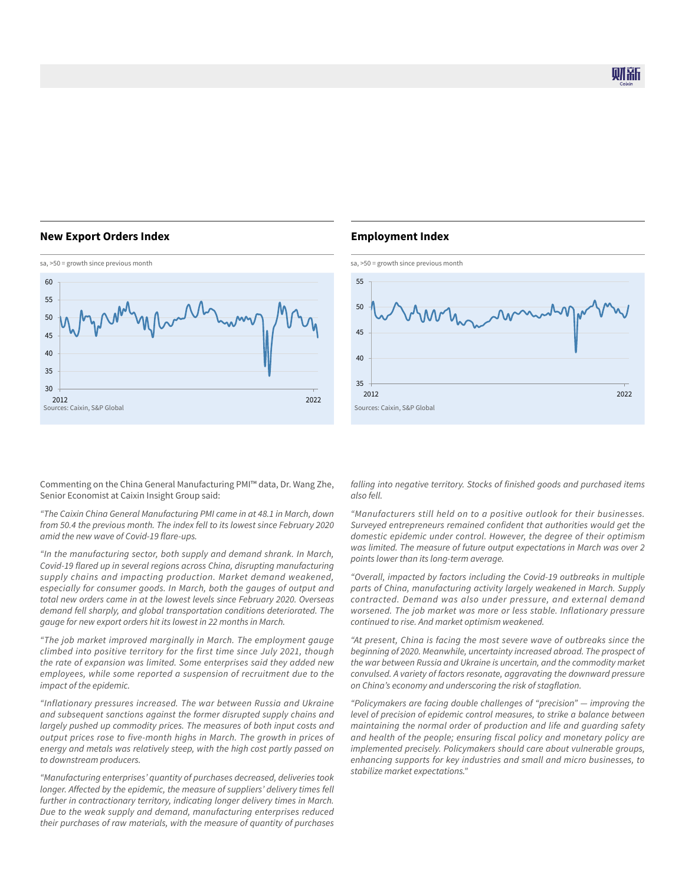## New Export Orders Index

sa, >50 = growth since previous month

60
55
50
45
40
35
30
2012
2022
Sources: Caixin, S&P Global

## Employment Index

sa, >50 = growth since previous month

55
50
45
40
35
2012
2022
Sources: Caixin, S&P Global

Commenting on the China General Manufacturing PMI™ data, Dr. Wang Zhe, Senior Economist at Caixin Insight Group said:

*"The Caixin China General Manufacturing PMI came in at 48.1 in March, down from 50.4 the previous month. The index fell to its lowest since February 2020 amid the new wave of Covid-19 flare-ups.*

*"In the manufacturing sector, both supply and demand shrank. In March, Covid-19 flared up in several regions across China, disrupting manufacturing supply chains and impacting production. Market demand weakened, especially for consumer goods. In March, both the gauges of output and total new orders came in at the lowest levels since February 2020. Overseas demand fell sharply, and global transportation conditions deteriorated. The gauge for new export orders hit its lowest in 22 months in March.*

*"The job market improved marginally in March. The employment gauge climbed into positive territory for the first time since July 2021, though the rate of expansion was limited. Some enterprises said they added new employees, while some reported a suspension of recruitment due to the impact of the epidemic.*

*"Inflationary pressures increased. The war between Russia and Ukraine and subsequent sanctions against the former disrupted supply chains and largely pushed up commodity prices. The measures of both input costs and output prices rose to five-month highs in March. The growth in prices of energy and metals was relatively steep, with the high cost partly passed on to downstream producers.*

*"Manufacturing enterprises' quantity of purchases decreased, deliveries took longer. Affected by the epidemic, the measure of suppliers' delivery times fell further in contractionary territory, indicating longer delivery times in March. Due to the weak supply and demand, manufacturing enterprises reduced their purchases of raw materials, with the measure of quantity of purchases falling into negative territory. Stocks of finished goods and purchased items also fell.*

*"Manufacturers still held on to a positive outlook for their businesses. Surveyed entrepreneurs remained confident that authorities would get the domestic epidemic under control. However, the degree of their optimism was limited. The measure of future output expectations in March was over 2 points lower than its long-term average.*

*"Overall, impacted by factors including the Covid-19 outbreaks in multiple parts of China, manufacturing activity largely weakened in March. Supply contracted. Demand was also under pressure, and external demand worsened. The job market was more or less stable. Inflationary pressure continued to rise. And market optimism weakened.*

*"At present, China is facing the most severe wave of outbreaks since the beginning of 2020. Meanwhile, uncertainty increased abroad. The prospect of the war between Russia and Ukraine is uncertain, and the commodity market convulsed. A variety of factors resonate, aggravating the downward pressure on China's economy and underscoring the risk of stagflation.*

*"Policymakers are facing double challenges of "precision" — improving the level of precision of epidemic control measures, to strike a balance between maintaining the normal order of production and life and guarding safety and health of the people; ensuring fiscal policy and monetary policy are implemented precisely. Policymakers should care about vulnerable groups, enhancing supports for key industries and small and micro businesses, to stabilize market expectations."*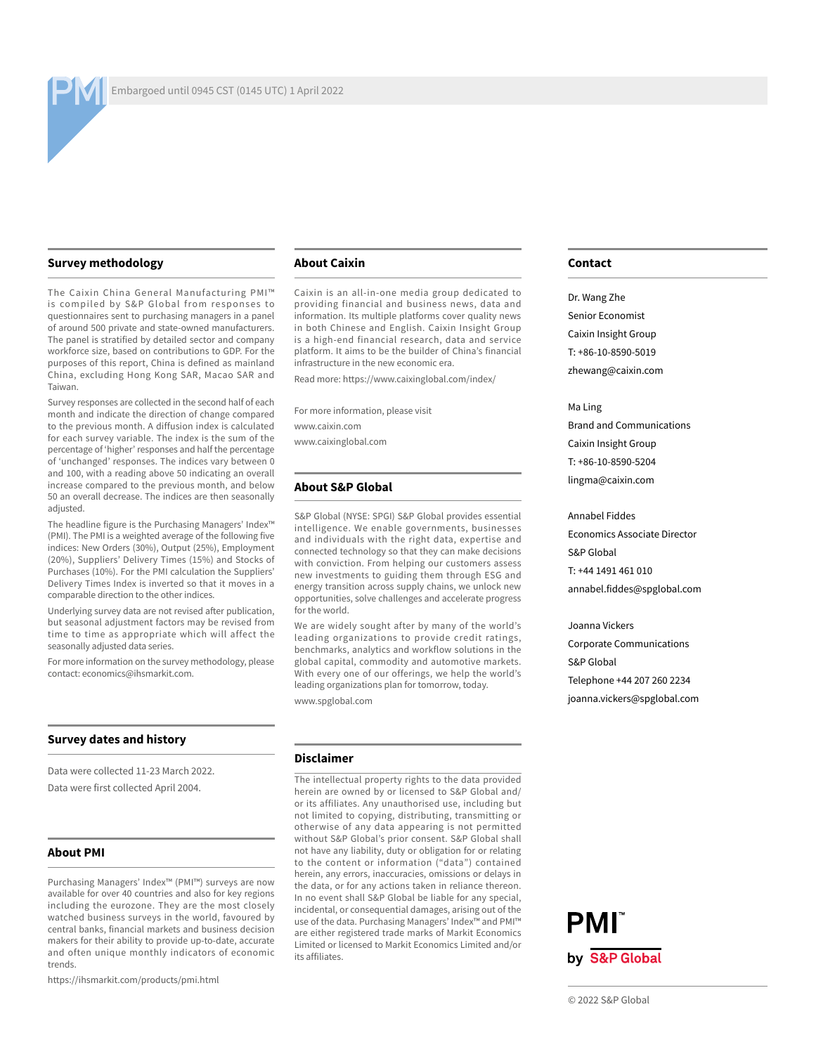Embargoed until 0945 CST (0145 UTC) 1 April 2022

## Survey methodology

The Caixin China General Manufacturing PMI™ is compiled by S&P Global from responses to questionnaires sent to purchasing managers in a panel of around 500 private and state-owned manufacturers. The panel is stratified by detailed sector and company workforce size, based on contributions to GDP. For the purposes of this report, China is defined as mainland China, excluding Hong Kong SAR, Macao SAR and Taiwan.

Survey responses are collected in the second half of each month and indicate the direction of change compared to the previous month. A diffusion index is calculated for each survey variable. The index is the sum of the percentage of 'higher' responses and half the percentage of 'unchanged' responses. The indices vary between 0 and 100, with a reading above 50 indicating an overall increase compared to the previous month, and below 50 an overall decrease. The indices are then seasonally adjusted.

The headline figure is the Purchasing Managers' Index™ (PMI). The PMI is a weighted average of the following five indices: New Orders (30%), Output (25%), Employment (20%), Suppliers' Delivery Times (15%) and Stocks of Purchases (10%). For the PMI calculation the Suppliers' Delivery Times Index is inverted so that it moves in a comparable direction to the other indices.

Underlying survey data are not revised after publication, but seasonal adjustment factors may be revised from time to time as appropriate which will affect the seasonally adjusted data series.

For more information on the survey methodology, please contact: economics@ihsmarkit.com.

## Survey dates and history

Data were collected 11-23 March 2022.

Data were first collected April 2004.

## About PMI

Purchasing Managers' Index™ (PMI™) surveys are now available for over 40 countries and also for key regions including the eurozone. They are the most closely watched business surveys in the world, favoured by central banks, financial markets and business decision makers for their ability to provide up-to-date, accurate and often unique monthly indicators of economic trends.

https://ihsmarkit.com/products/pmi.html

## About Caixin

Caixin is an all-in-one media group dedicated to providing financial and business news, data and information. Its multiple platforms cover quality news in both Chinese and English. Caixin Insight Group is a high-end financial research, data and service platform. It aims to be the builder of China's financial infrastructure in the new economic era.

Read more: https://www.caixinglobal.com/index/

For more information, please visit

www.caixin.com

www.caixinglobal.com

## About S&P Global

S&P Global (NYSE: SPGI) S&P Global provides essential intelligence. We enable governments, businesses and individuals with the right data, expertise and connected technology so that they can make decisions with conviction. From helping our customers assess new investments to guiding them through ESG and energy transition across supply chains, we unlock new opportunities, solve challenges and accelerate progress for the world.

We are widely sought after by many of the world's leading organizations to provide credit ratings, benchmarks, analytics and workflow solutions in the global capital, commodity and automotive markets. With every one of our offerings, we help the world's leading organizations plan for tomorrow, today.

www.spglobal.com

## Disclaimer

The intellectual property rights to the data provided herein are owned by or licensed to S&P Global and/or its affiliates. Any unauthorised use, including but not limited to copying, distributing, transmitting or otherwise of any data appearing is not permitted without S&P Global's prior consent. S&P Global shall not have any liability, duty or obligation for or relating to the content or information ("data") contained herein, any errors, inaccuracies, omissions or delays in the data, or for any actions taken in reliance thereon. In no event shall S&P Global be liable for any special, incidental, or consequential damages, arising out of the use of the data. Purchasing Managers' Index™ and PMI™ are either registered trade marks of Markit Economics Limited or licensed to Markit Economics Limited and/or its affiliates.

## Contact

Dr. Wang Zhe
Senior Economist
Caixin Insight Group
T: +86-10-8590-5019
zhewang@caixin.com

Ma Ling
Brand and Communications
Caixin Insight Group
T: +86-10-8590-5204
lingma@caixin.com

Annabel Fiddes
Economics Associate Director
S&P Global
T: +44 1491 461 010
annabel.fiddes@spglobal.com

Joanna Vickers
Corporate Communications
S&P Global
Telephone +44 207 260 2234
joanna.vickers@spglobal.com

PMI™ by S&P Global

© 2022 S&P Global